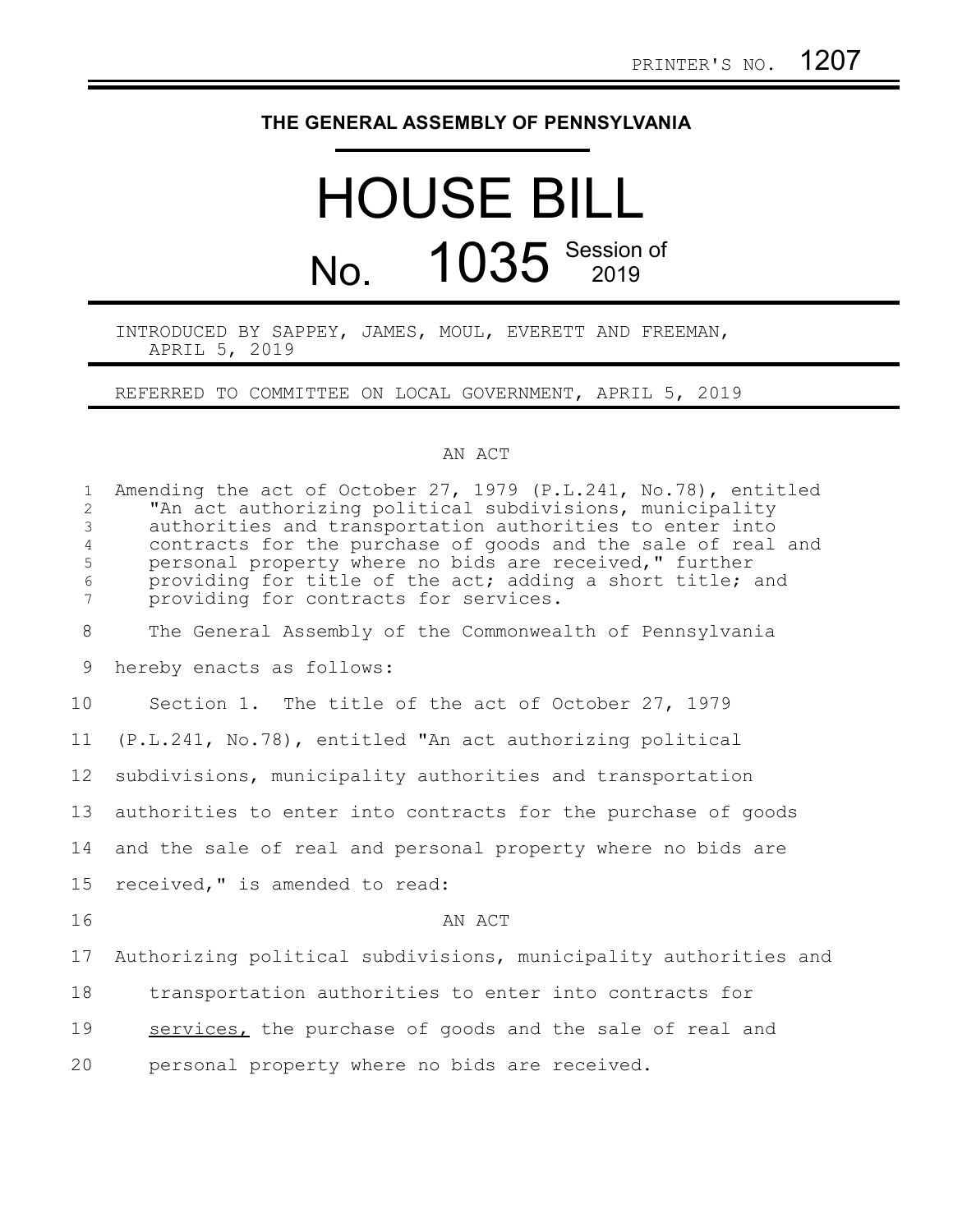PRINTER'S NO. 1207

**THE GENERAL ASSEMBLY OF PENNSYLVANIA**

# HOUSE BILL

# No. 1035 Session of 2019

INTRODUCED BY SAPPEY, JAMES, MOUL, EVERETT AND FREEMAN, APRIL 5, 2019

REFERRED TO COMMITTEE ON LOCAL GOVERNMENT, APRIL 5, 2019

AN ACT

Amending the act of October 27, 1979 (P.L.241, No.78), entitled "An act authorizing political subdivisions, municipality authorities and transportation authorities to enter into contracts for the purchase of goods and the sale of real and personal property where no bids are received," further providing for title of the act; adding a short title; and providing for contracts for services.

The General Assembly of the Commonwealth of Pennsylvania hereby enacts as follows:

Section 1. The title of the act of October 27, 1979 (P.L.241, No.78), entitled "An act authorizing political subdivisions, municipality authorities and transportation authorities to enter into contracts for the purchase of goods and the sale of real and personal property where no bids are received," is amended to read:

AN ACT

Authorizing political subdivisions, municipality authorities and transportation authorities to enter into contracts for services, the purchase of goods and the sale of real and personal property where no bids are received.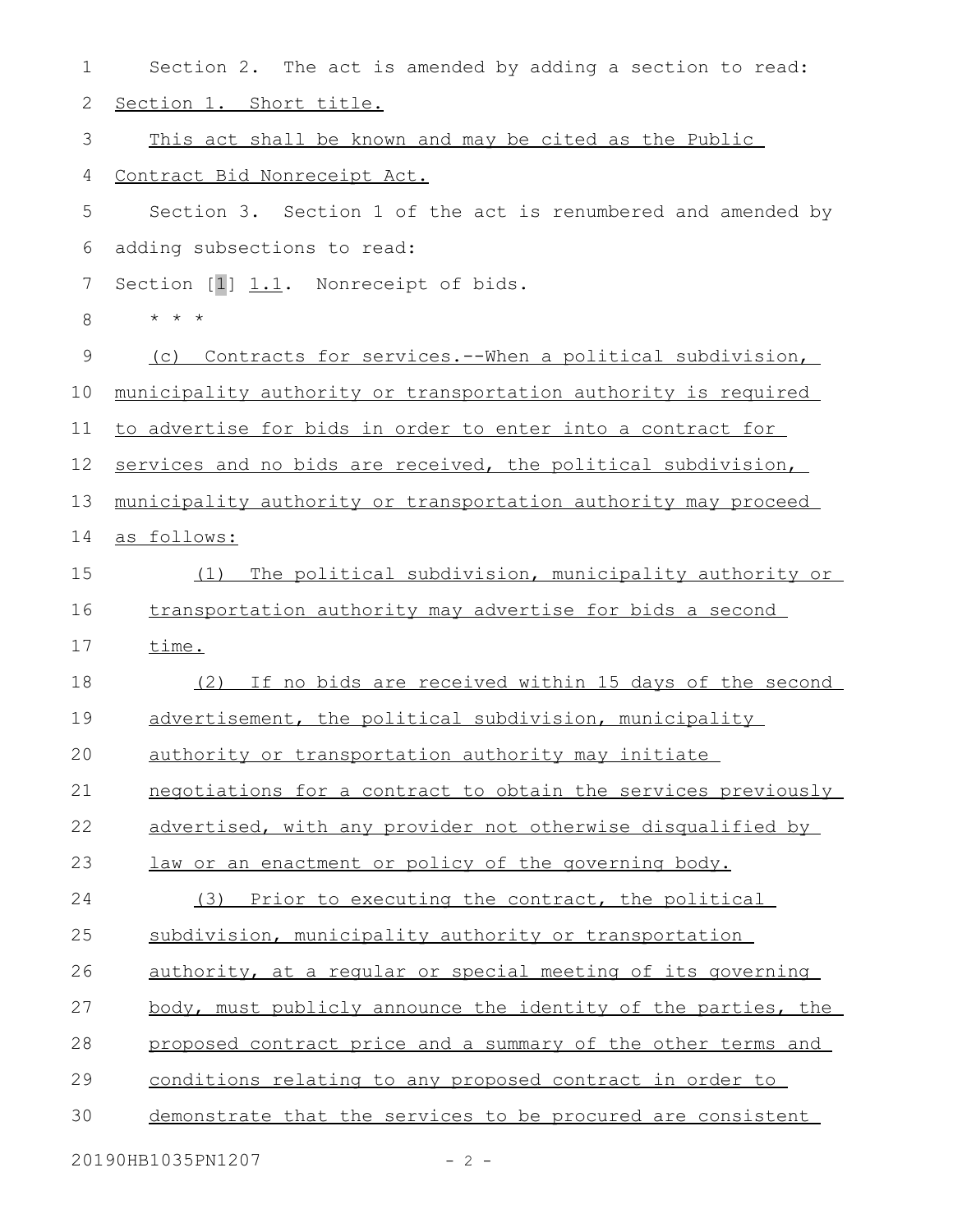Section 2. The act is amended by adding a section to read:

Section 1. Short title.

This act shall be known and may be cited as the Public Contract Bid Nonreceipt Act.

Section 3. Section 1 of the act is renumbered and amended by adding subsections to read:

Section [1] 1.1. Nonreceipt of bids.

* * *

(c) Contracts for services.--When a political subdivision, municipality authority or transportation authority is required to advertise for bids in order to enter into a contract for services and no bids are received, the political subdivision, municipality authority or transportation authority may proceed as follows:

(1) The political subdivision, municipality authority or transportation authority may advertise for bids a second time.

(2) If no bids are received within 15 days of the second advertisement, the political subdivision, municipality authority or transportation authority may initiate negotiations for a contract to obtain the services previously advertised, with any provider not otherwise disqualified by law or an enactment or policy of the governing body.

(3) Prior to executing the contract, the political subdivision, municipality authority or transportation authority, at a regular or special meeting of its governing body, must publicly announce the identity of the parties, the proposed contract price and a summary of the other terms and conditions relating to any proposed contract in order to demonstrate that the services to be procured are consistent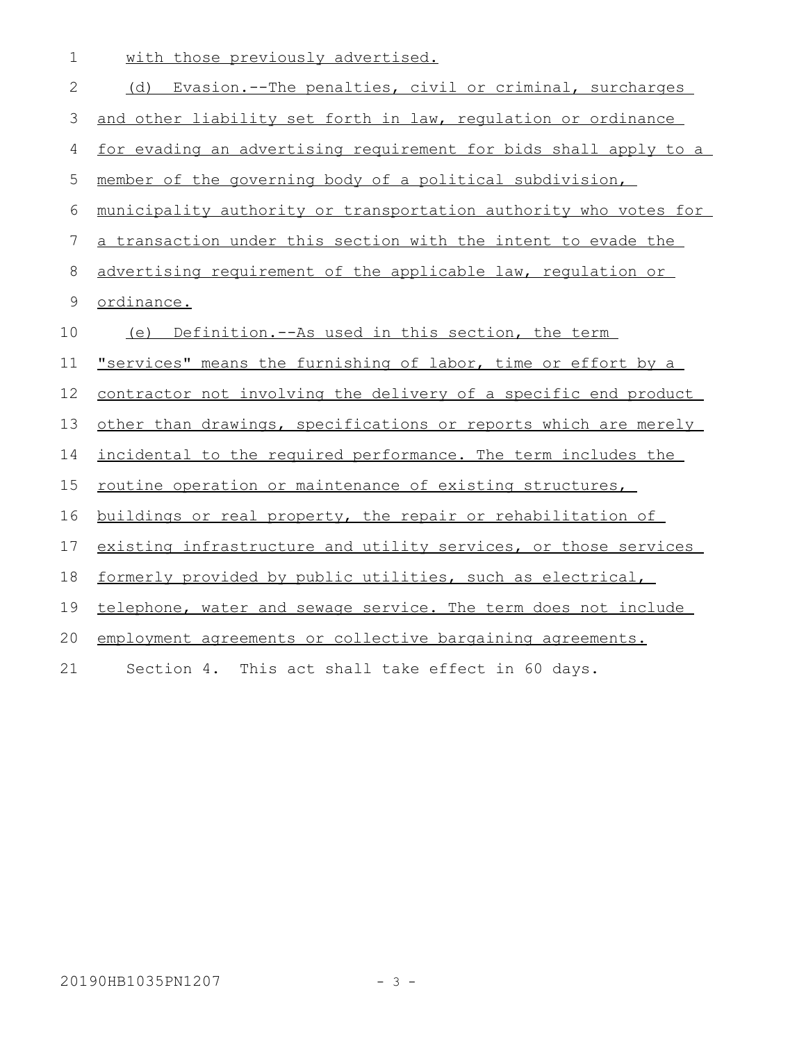with those previously advertised.

(d) Evasion.--The penalties, civil or criminal, surcharges and other liability set forth in law, regulation or ordinance for evading an advertising requirement for bids shall apply to a member of the governing body of a political subdivision, municipality authority or transportation authority who votes for a transaction under this section with the intent to evade the advertising requirement of the applicable law, regulation or ordinance.

(e) Definition.--As used in this section, the term "services" means the furnishing of labor, time or effort by a contractor not involving the delivery of a specific end product other than drawings, specifications or reports which are merely incidental to the required performance. The term includes the routine operation or maintenance of existing structures, buildings or real property, the repair or rehabilitation of existing infrastructure and utility services, or those services formerly provided by public utilities, such as electrical, telephone, water and sewage service. The term does not include employment agreements or collective bargaining agreements.

Section 4. This act shall take effect in 60 days.